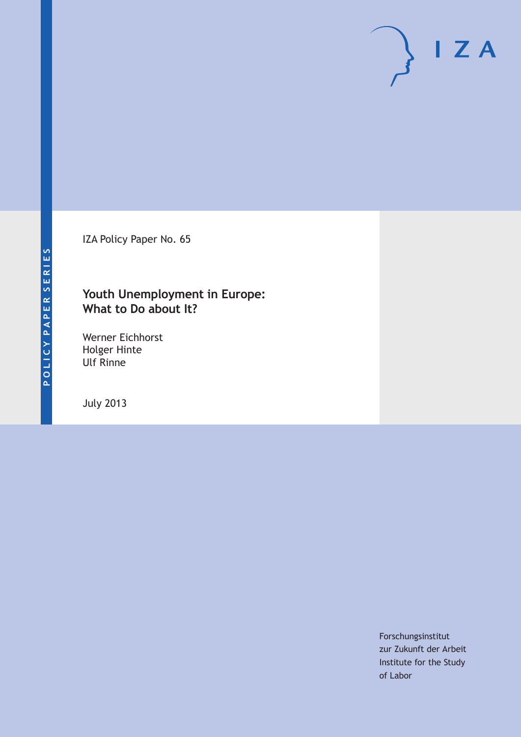POLICY PAPER SERIES

IZA

IZA Policy Paper No. 65

# Youth Unemployment in Europe: What to Do about It?

Werner Eichhorst
Holger Hinte
Ulf Rinne

July 2013

Forschungsinstitut
zur Zukunft der Arbeit
Institute for the Study
of Labor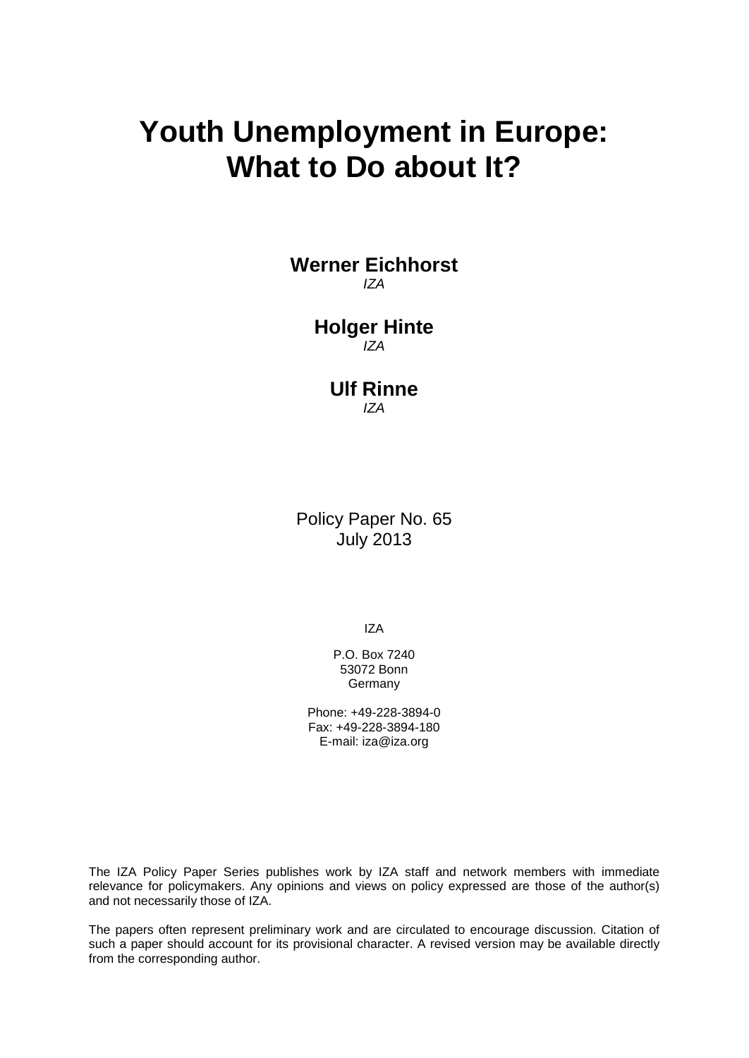# Youth Unemployment in Europe: What to Do about It?

**Werner Eichhorst**
*IZA*

**Holger Hinte**
*IZA*

**Ulf Rinne**
*IZA*

Policy Paper No. 65
July 2013

IZA

P.O. Box 7240
53072 Bonn
Germany

Phone: +49-228-3894-0
Fax: +49-228-3894-180
E-mail: iza@iza.org

The IZA Policy Paper Series publishes work by IZA staff and network members with immediate relevance for policymakers. Any opinions and views on policy expressed are those of the author(s) and not necessarily those of IZA.

The papers often represent preliminary work and are circulated to encourage discussion. Citation of such a paper should account for its provisional character. A revised version may be available directly from the corresponding author.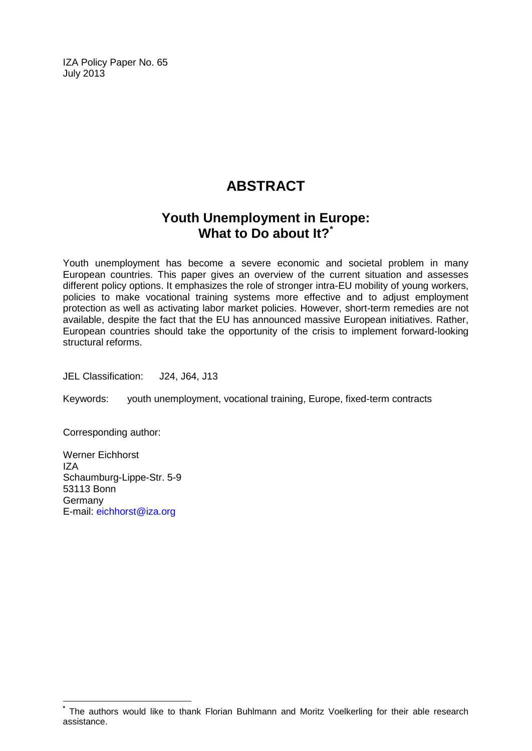IZA Policy Paper No. 65
July 2013

# ABSTRACT

## Youth Unemployment in Europe: What to Do about It?*

Youth unemployment has become a severe economic and societal problem in many European countries. This paper gives an overview of the current situation and assesses different policy options. It emphasizes the role of stronger intra-EU mobility of young workers, policies to make vocational training systems more effective and to adjust employment protection as well as activating labor market policies. However, short-term remedies are not available, despite the fact that the EU has announced massive European initiatives. Rather, European countries should take the opportunity of the crisis to implement forward-looking structural reforms.

JEL Classification: J24, J64, J13

Keywords: youth unemployment, vocational training, Europe, fixed-term contracts

Corresponding author:

Werner Eichhorst
IZA
Schaumburg-Lippe-Str. 5-9
53113 Bonn
Germany
E-mail: eichhorst@iza.org

* The authors would like to thank Florian Buhlmann and Moritz Voelkerling for their able research assistance.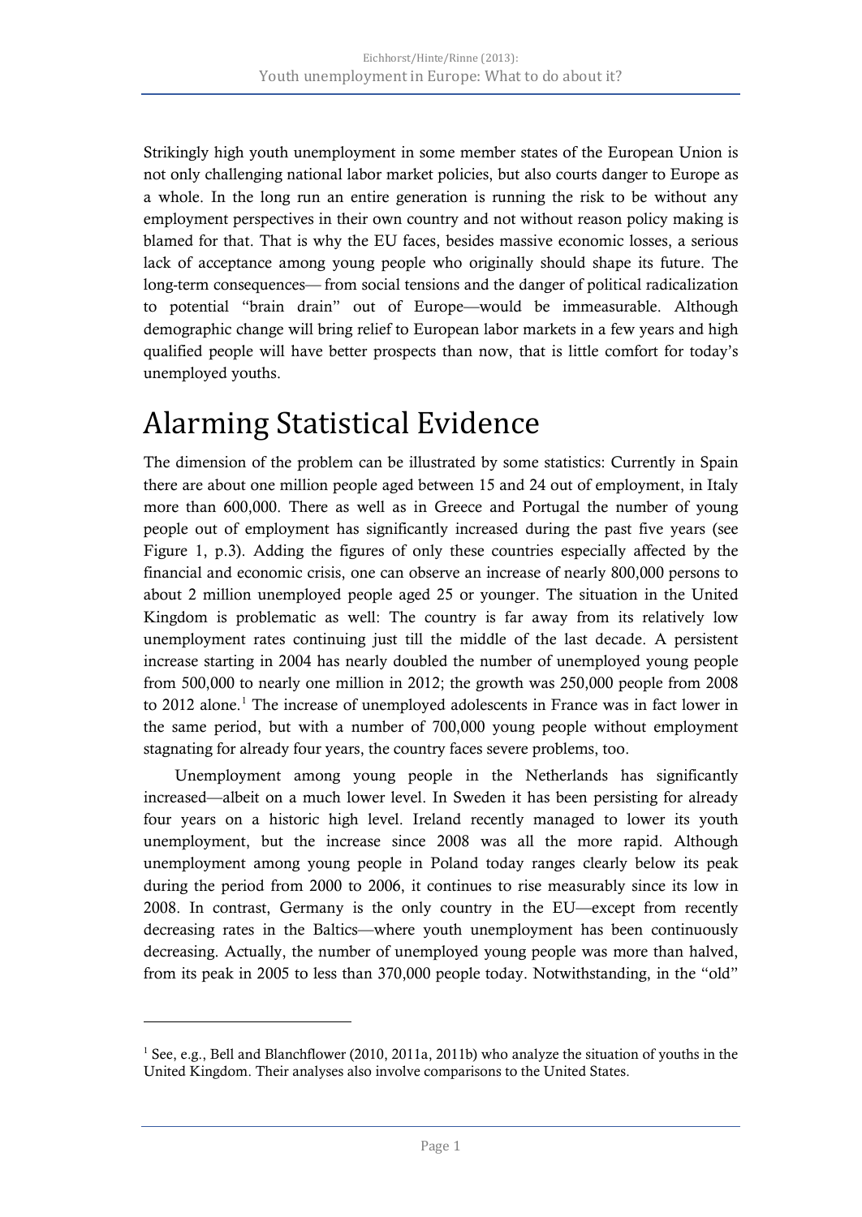Strikingly high youth unemployment in some member states of the European Union is not only challenging national labor market policies, but also courts danger to Europe as a whole. In the long run an entire generation is running the risk to be without any employment perspectives in their own country and not without reason policy making is blamed for that. That is why the EU faces, besides massive economic losses, a serious lack of acceptance among young people who originally should shape its future. The long-term consequences— from social tensions and the danger of political radicalization to potential "brain drain" out of Europe—would be immeasurable. Although demographic change will bring relief to European labor markets in a few years and high qualified people will have better prospects than now, that is little comfort for today's unemployed youths.

# Alarming Statistical Evidence

The dimension of the problem can be illustrated by some statistics: Currently in Spain there are about one million people aged between 15 and 24 out of employment, in Italy more than 600,000. There as well as in Greece and Portugal the number of young people out of employment has significantly increased during the past five years (see Figure 1, p.3). Adding the figures of only these countries especially affected by the financial and economic crisis, one can observe an increase of nearly 800,000 persons to about 2 million unemployed people aged 25 or younger. The situation in the United Kingdom is problematic as well: The country is far away from its relatively low unemployment rates continuing just till the middle of the last decade. A persistent increase starting in 2004 has nearly doubled the number of unemployed young people from 500,000 to nearly one million in 2012; the growth was 250,000 people from 2008 to 2012 alone.[1] The increase of unemployed adolescents in France was in fact lower in the same period, but with a number of 700,000 young people without employment stagnating for already four years, the country faces severe problems, too.

Unemployment among young people in the Netherlands has significantly increased—albeit on a much lower level. In Sweden it has been persisting for already four years on a historic high level. Ireland recently managed to lower its youth unemployment, but the increase since 2008 was all the more rapid. Although unemployment among young people in Poland today ranges clearly below its peak during the period from 2000 to 2006, it continues to rise measurably since its low in 2008. In contrast, Germany is the only country in the EU—except from recently decreasing rates in the Baltics—where youth unemployment has been continuously decreasing. Actually, the number of unemployed young people was more than halved, from its peak in 2005 to less than 370,000 people today. Notwithstanding, in the "old"

---

[1] See, e.g., Bell and Blanchflower (2010, 2011a, 2011b) who analyze the situation of youths in the United Kingdom. Their analyses also involve comparisons to the United States.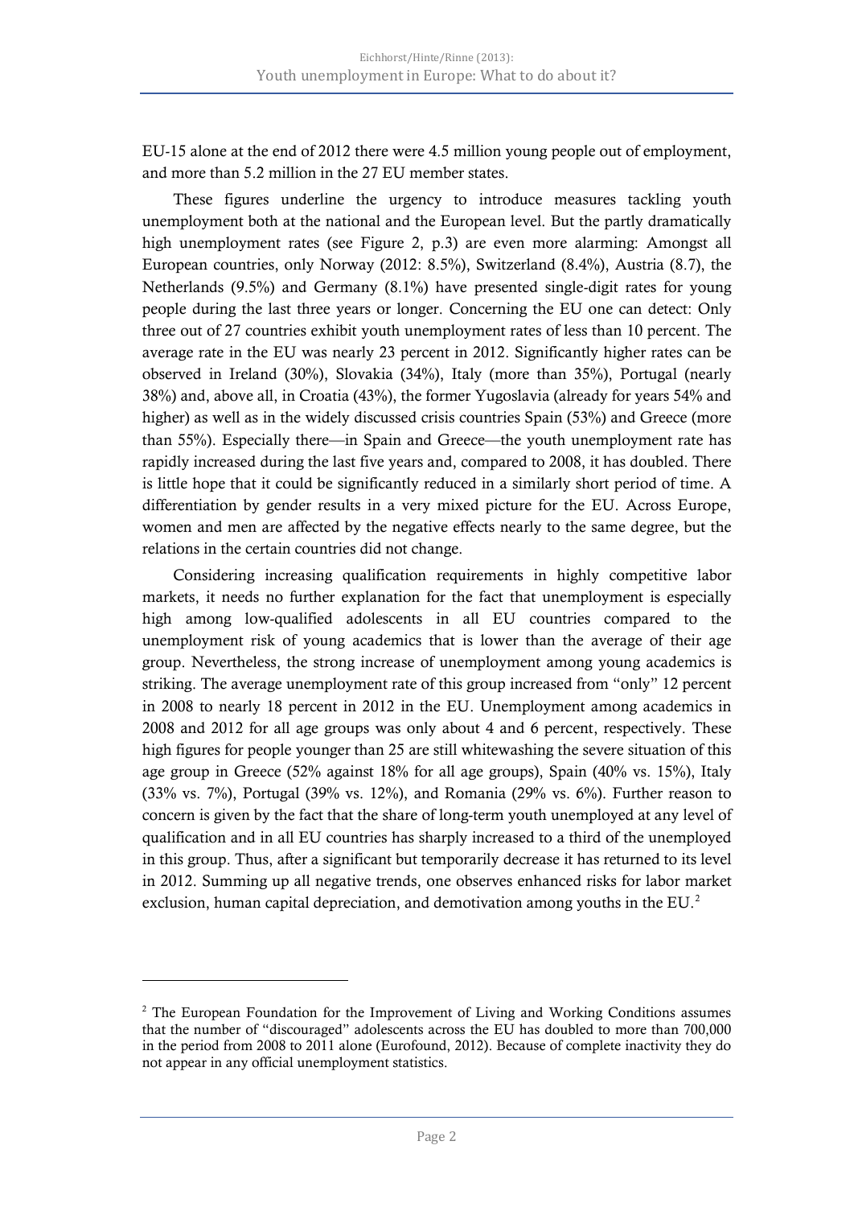EU-15 alone at the end of 2012 there were 4.5 million young people out of employment, and more than 5.2 million in the 27 EU member states.

These figures underline the urgency to introduce measures tackling youth unemployment both at the national and the European level. But the partly dramatically high unemployment rates (see Figure 2, p.3) are even more alarming: Amongst all European countries, only Norway (2012: 8.5%), Switzerland (8.4%), Austria (8.7), the Netherlands (9.5%) and Germany (8.1%) have presented single-digit rates for young people during the last three years or longer. Concerning the EU one can detect: Only three out of 27 countries exhibit youth unemployment rates of less than 10 percent. The average rate in the EU was nearly 23 percent in 2012. Significantly higher rates can be observed in Ireland (30%), Slovakia (34%), Italy (more than 35%), Portugal (nearly 38%) and, above all, in Croatia (43%), the former Yugoslavia (already for years 54% and higher) as well as in the widely discussed crisis countries Spain (53%) and Greece (more than 55%). Especially there—in Spain and Greece—the youth unemployment rate has rapidly increased during the last five years and, compared to 2008, it has doubled. There is little hope that it could be significantly reduced in a similarly short period of time. A differentiation by gender results in a very mixed picture for the EU. Across Europe, women and men are affected by the negative effects nearly to the same degree, but the relations in the certain countries did not change.

Considering increasing qualification requirements in highly competitive labor markets, it needs no further explanation for the fact that unemployment is especially high among low-qualified adolescents in all EU countries compared to the unemployment risk of young academics that is lower than the average of their age group. Nevertheless, the strong increase of unemployment among young academics is striking. The average unemployment rate of this group increased from "only" 12 percent in 2008 to nearly 18 percent in 2012 in the EU. Unemployment among academics in 2008 and 2012 for all age groups was only about 4 and 6 percent, respectively. These high figures for people younger than 25 are still whitewashing the severe situation of this age group in Greece (52% against 18% for all age groups), Spain (40% vs. 15%), Italy (33% vs. 7%), Portugal (39% vs. 12%), and Romania (29% vs. 6%). Further reason to concern is given by the fact that the share of long-term youth unemployed at any level of qualification and in all EU countries has sharply increased to a third of the unemployed in this group. Thus, after a significant but temporarily decrease it has returned to its level in 2012. Summing up all negative trends, one observes enhanced risks for labor market exclusion, human capital depreciation, and demotivation among youths in the EU.[2]

---

[2] The European Foundation for the Improvement of Living and Working Conditions assumes that the number of "discouraged" adolescents across the EU has doubled to more than 700,000 in the period from 2008 to 2011 alone (Eurofound, 2012). Because of complete inactivity they do not appear in any official unemployment statistics.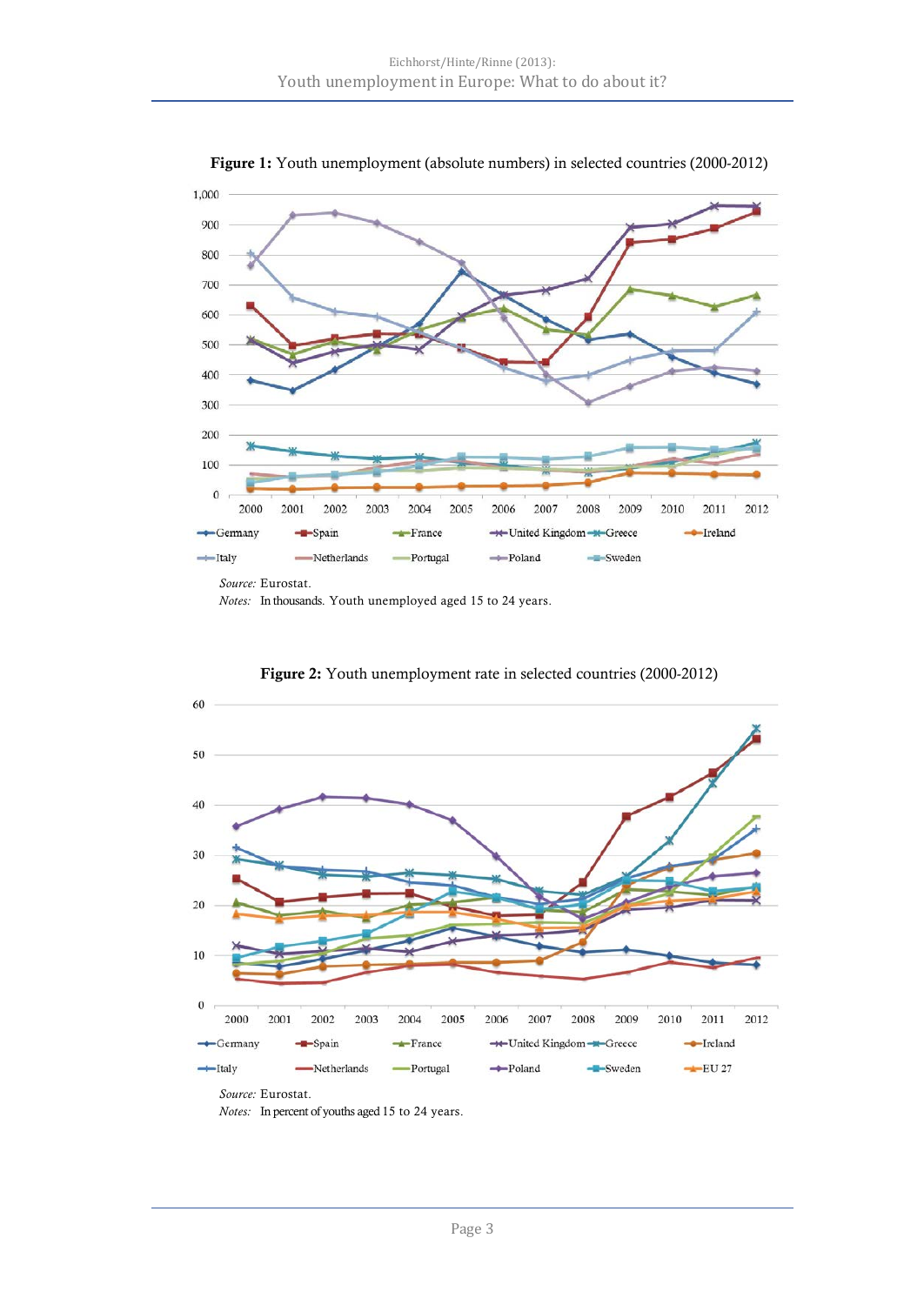**Figure 1:** Youth unemployment (absolute numbers) in selected countries (2000-2012)

*Source:* Eurostat.
*Notes:* In thousands. Youth unemployed aged 15 to 24 years.

**Figure 2:** Youth unemployment rate in selected countries (2000-2012)

*Source:* Eurostat.
*Notes:* In percent of youths aged 15 to 24 years.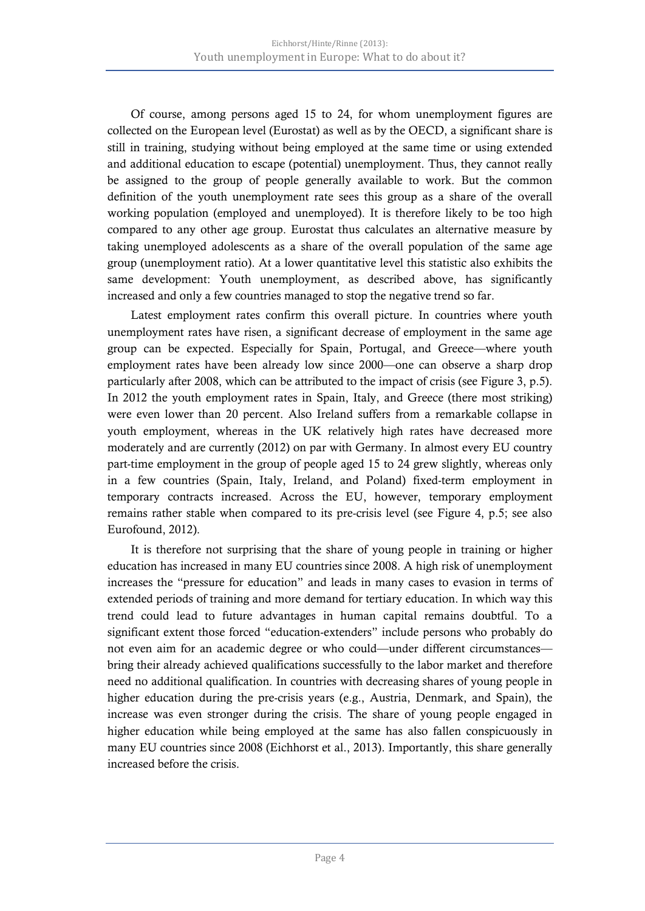Of course, among persons aged 15 to 24, for whom unemployment figures are collected on the European level (Eurostat) as well as by the OECD, a significant share is still in training, studying without being employed at the same time or using extended and additional education to escape (potential) unemployment. Thus, they cannot really be assigned to the group of people generally available to work. But the common definition of the youth unemployment rate sees this group as a share of the overall working population (employed and unemployed). It is therefore likely to be too high compared to any other age group. Eurostat thus calculates an alternative measure by taking unemployed adolescents as a share of the overall population of the same age group (unemployment ratio). At a lower quantitative level this statistic also exhibits the same development: Youth unemployment, as described above, has significantly increased and only a few countries managed to stop the negative trend so far.

Latest employment rates confirm this overall picture. In countries where youth unemployment rates have risen, a significant decrease of employment in the same age group can be expected. Especially for Spain, Portugal, and Greece—where youth employment rates have been already low since 2000—one can observe a sharp drop particularly after 2008, which can be attributed to the impact of crisis (see Figure 3, p.5). In 2012 the youth employment rates in Spain, Italy, and Greece (there most striking) were even lower than 20 percent. Also Ireland suffers from a remarkable collapse in youth employment, whereas in the UK relatively high rates have decreased more moderately and are currently (2012) on par with Germany. In almost every EU country part-time employment in the group of people aged 15 to 24 grew slightly, whereas only in a few countries (Spain, Italy, Ireland, and Poland) fixed-term employment in temporary contracts increased. Across the EU, however, temporary employment remains rather stable when compared to its pre-crisis level (see Figure 4, p.5; see also Eurofound, 2012).

It is therefore not surprising that the share of young people in training or higher education has increased in many EU countries since 2008. A high risk of unemployment increases the "pressure for education" and leads in many cases to evasion in terms of extended periods of training and more demand for tertiary education. In which way this trend could lead to future advantages in human capital remains doubtful. To a significant extent those forced "education-extenders" include persons who probably do not even aim for an academic degree or who could—under different circumstances—bring their already achieved qualifications successfully to the labor market and therefore need no additional qualification. In countries with decreasing shares of young people in higher education during the pre-crisis years (e.g., Austria, Denmark, and Spain), the increase was even stronger during the crisis. The share of young people engaged in higher education while being employed at the same has also fallen conspicuously in many EU countries since 2008 (Eichhorst et al., 2013). Importantly, this share generally increased before the crisis.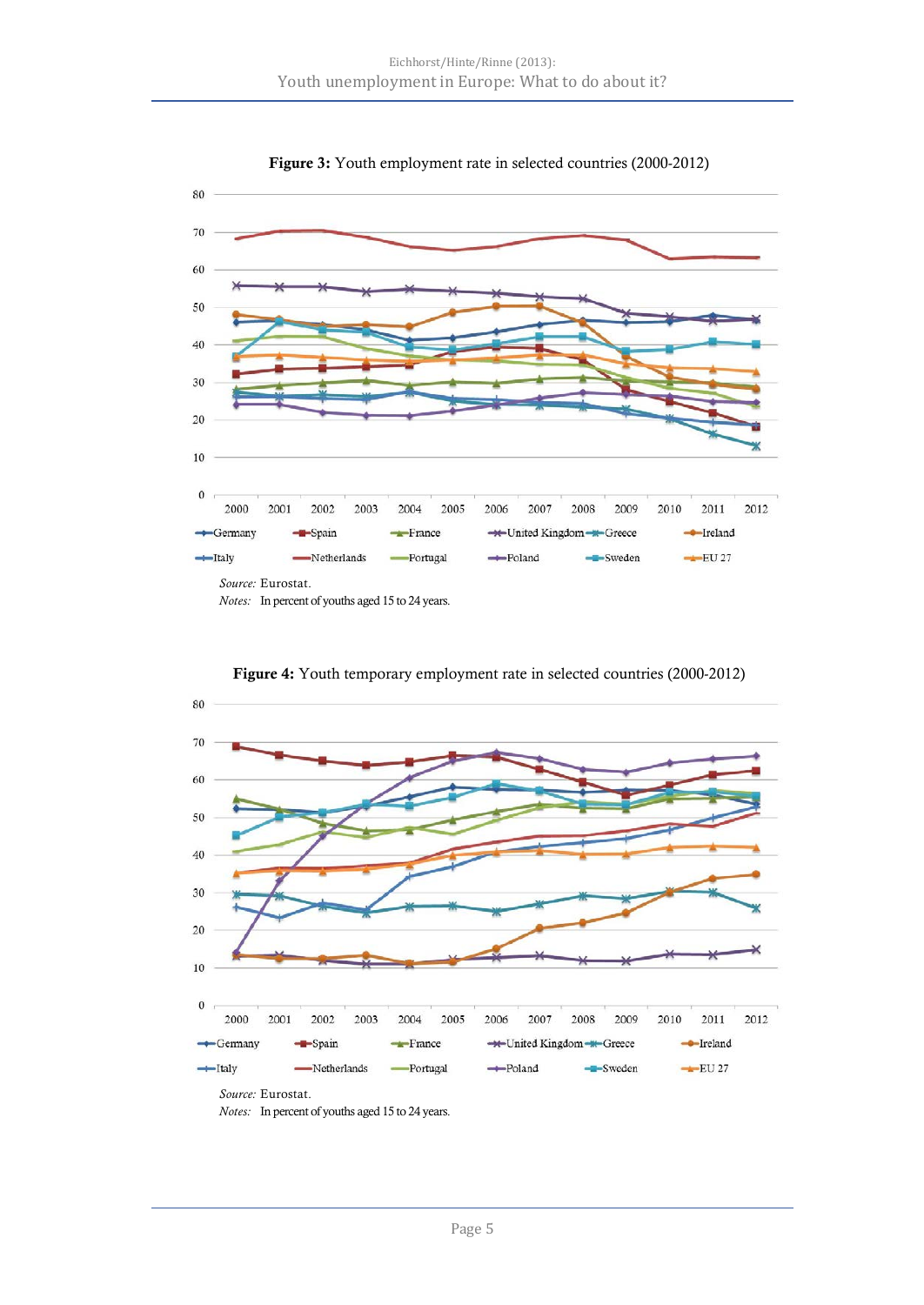**Figure 3:** Youth employment rate in selected countries (2000-2012)

*Source:* Eurostat.
*Notes:* In percent of youths aged 15 to 24 years.

**Figure 4:** Youth temporary employment rate in selected countries (2000-2012)

*Source:* Eurostat.
*Notes:* In percent of youths aged 15 to 24 years.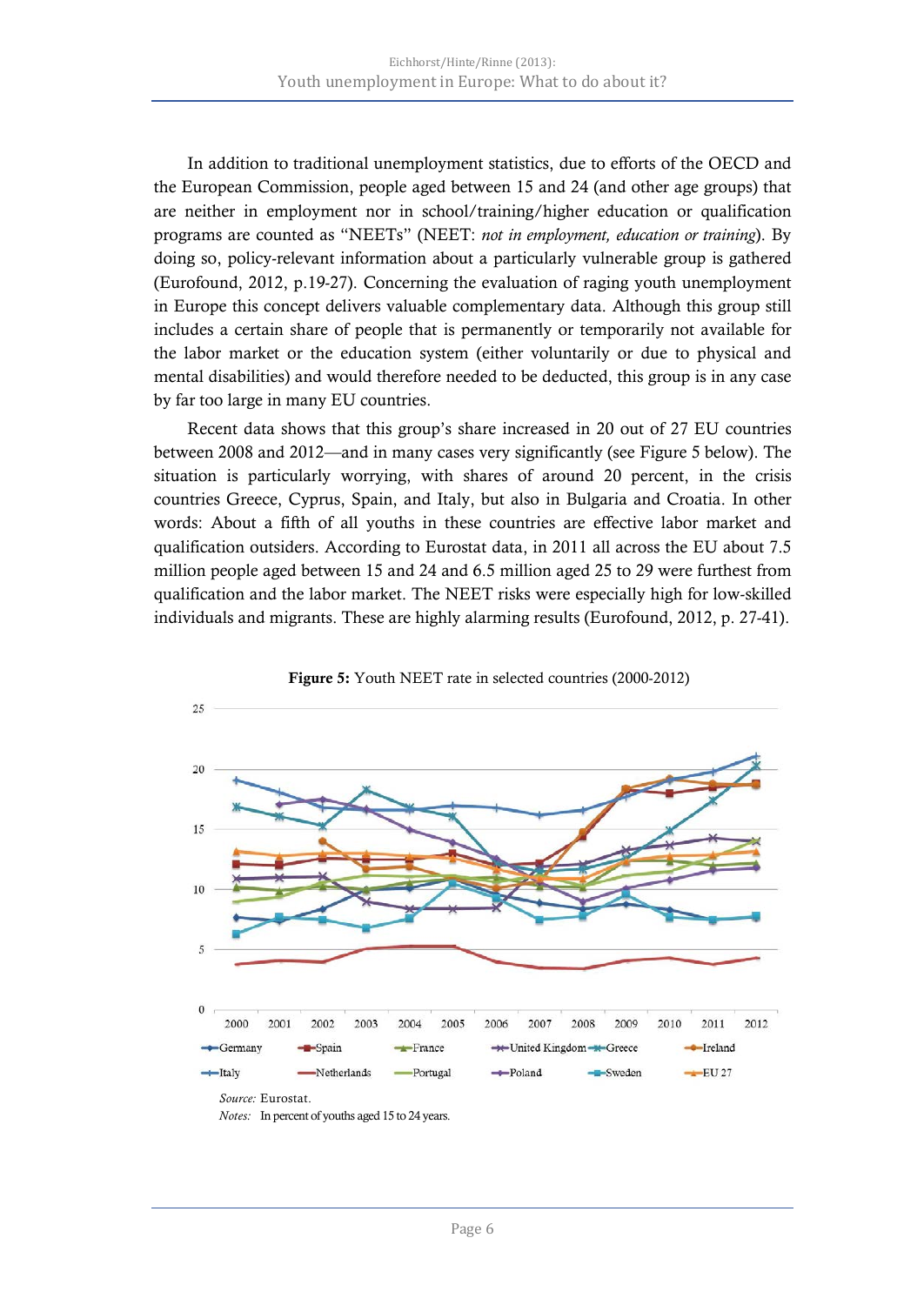In addition to traditional unemployment statistics, due to efforts of the OECD and the European Commission, people aged between 15 and 24 (and other age groups) that are neither in employment nor in school/training/higher education or qualification programs are counted as "NEETs" (NEET: *not in employment, education or training*). By doing so, policy-relevant information about a particularly vulnerable group is gathered (Eurofound, 2012, p.19-27). Concerning the evaluation of raging youth unemployment in Europe this concept delivers valuable complementary data. Although this group still includes a certain share of people that is permanently or temporarily not available for the labor market or the education system (either voluntarily or due to physical and mental disabilities) and would therefore needed to be deducted, this group is in any case by far too large in many EU countries.

Recent data shows that this group's share increased in 20 out of 27 EU countries between 2008 and 2012—and in many cases very significantly (see Figure 5 below). The situation is particularly worrying, with shares of around 20 percent, in the crisis countries Greece, Cyprus, Spain, and Italy, but also in Bulgaria and Croatia. In other words: About a fifth of all youths in these countries are effective labor market and qualification outsiders. According to Eurostat data, in 2011 all across the EU about 7.5 million people aged between 15 and 24 and 6.5 million aged 25 to 29 were furthest from qualification and the labor market. The NEET risks were especially high for low-skilled individuals and migrants. These are highly alarming results (Eurofound, 2012, p. 27-41).

**Figure 5:** Youth NEET rate in selected countries (2000-2012)

*Source:* Eurostat.

*Notes:* In percent of youths aged 15 to 24 years.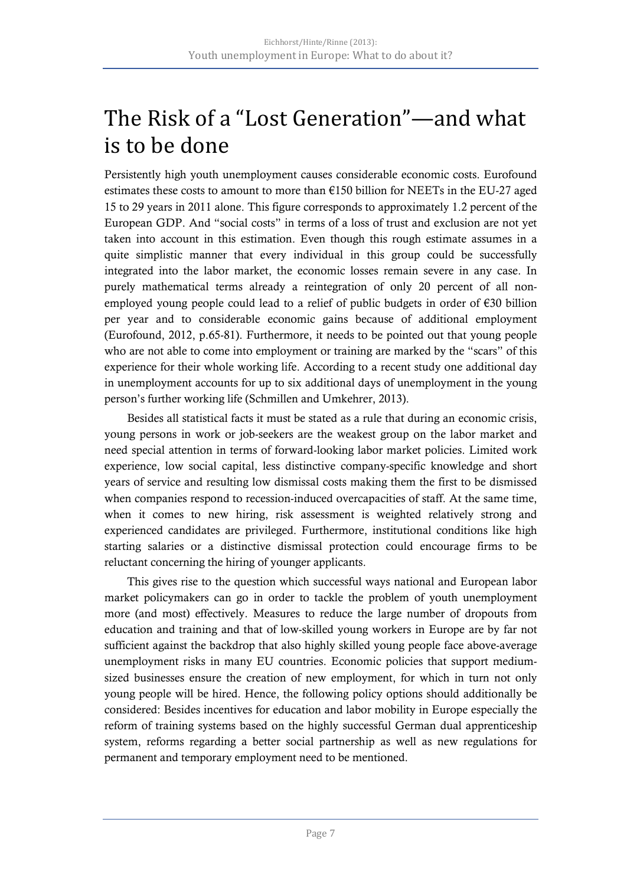# The Risk of a "Lost Generation"—and what is to be done

Persistently high youth unemployment causes considerable economic costs. Eurofound estimates these costs to amount to more than €150 billion for NEETs in the EU-27 aged 15 to 29 years in 2011 alone. This figure corresponds to approximately 1.2 percent of the European GDP. And "social costs" in terms of a loss of trust and exclusion are not yet taken into account in this estimation. Even though this rough estimate assumes in a quite simplistic manner that every individual in this group could be successfully integrated into the labor market, the economic losses remain severe in any case. In purely mathematical terms already a reintegration of only 20 percent of all non-employed young people could lead to a relief of public budgets in order of €30 billion per year and to considerable economic gains because of additional employment (Eurofound, 2012, p.65-81). Furthermore, it needs to be pointed out that young people who are not able to come into employment or training are marked by the "scars" of this experience for their whole working life. According to a recent study one additional day in unemployment accounts for up to six additional days of unemployment in the young person's further working life (Schmillen and Umkehrer, 2013).

Besides all statistical facts it must be stated as a rule that during an economic crisis, young persons in work or job-seekers are the weakest group on the labor market and need special attention in terms of forward-looking labor market policies. Limited work experience, low social capital, less distinctive company-specific knowledge and short years of service and resulting low dismissal costs making them the first to be dismissed when companies respond to recession-induced overcapacities of staff. At the same time, when it comes to new hiring, risk assessment is weighted relatively strong and experienced candidates are privileged. Furthermore, institutional conditions like high starting salaries or a distinctive dismissal protection could encourage firms to be reluctant concerning the hiring of younger applicants.

This gives rise to the question which successful ways national and European labor market policymakers can go in order to tackle the problem of youth unemployment more (and most) effectively. Measures to reduce the large number of dropouts from education and training and that of low-skilled young workers in Europe are by far not sufficient against the backdrop that also highly skilled young people face above-average unemployment risks in many EU countries. Economic policies that support medium-sized businesses ensure the creation of new employment, for which in turn not only young people will be hired. Hence, the following policy options should additionally be considered: Besides incentives for education and labor mobility in Europe especially the reform of training systems based on the highly successful German dual apprenticeship system, reforms regarding a better social partnership as well as new regulations for permanent and temporary employment need to be mentioned.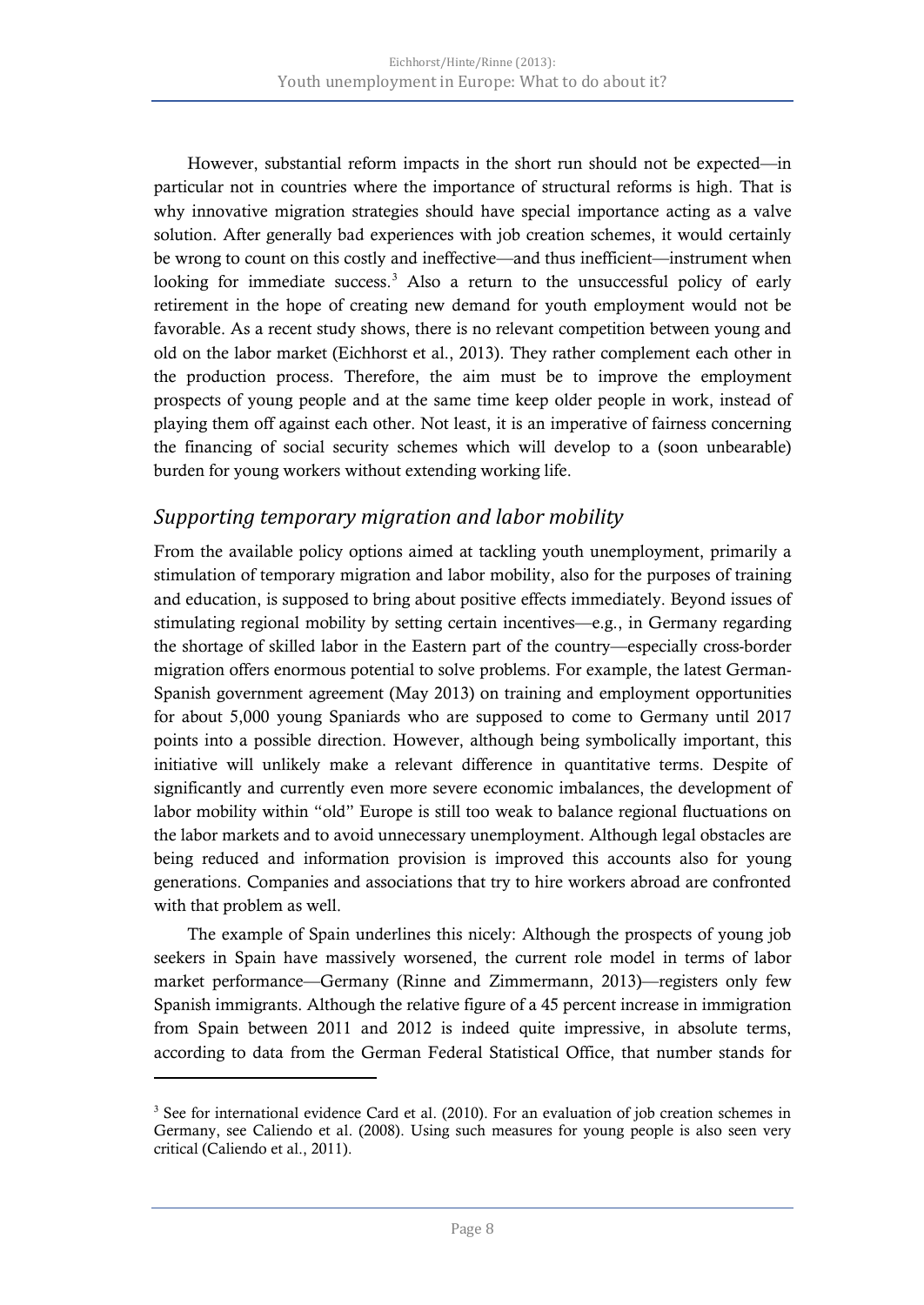However, substantial reform impacts in the short run should not be expected—in particular not in countries where the importance of structural reforms is high. That is why innovative migration strategies should have special importance acting as a valve solution. After generally bad experiences with job creation schemes, it would certainly be wrong to count on this costly and ineffective—and thus inefficient—instrument when looking for immediate success.[3] Also a return to the unsuccessful policy of early retirement in the hope of creating new demand for youth employment would not be favorable. As a recent study shows, there is no relevant competition between young and old on the labor market (Eichhorst et al., 2013). They rather complement each other in the production process. Therefore, the aim must be to improve the employment prospects of young people and at the same time keep older people in work, instead of playing them off against each other. Not least, it is an imperative of fairness concerning the financing of social security schemes which will develop to a (soon unbearable) burden for young workers without extending working life.

## *Supporting temporary migration and labor mobility*

From the available policy options aimed at tackling youth unemployment, primarily a stimulation of temporary migration and labor mobility, also for the purposes of training and education, is supposed to bring about positive effects immediately. Beyond issues of stimulating regional mobility by setting certain incentives—e.g., in Germany regarding the shortage of skilled labor in the Eastern part of the country—especially cross-border migration offers enormous potential to solve problems. For example, the latest German-Spanish government agreement (May 2013) on training and employment opportunities for about 5,000 young Spaniards who are supposed to come to Germany until 2017 points into a possible direction. However, although being symbolically important, this initiative will unlikely make a relevant difference in quantitative terms. Despite of significantly and currently even more severe economic imbalances, the development of labor mobility within "old" Europe is still too weak to balance regional fluctuations on the labor markets and to avoid unnecessary unemployment. Although legal obstacles are being reduced and information provision is improved this accounts also for young generations. Companies and associations that try to hire workers abroad are confronted with that problem as well.

The example of Spain underlines this nicely: Although the prospects of young job seekers in Spain have massively worsened, the current role model in terms of labor market performance—Germany (Rinne and Zimmermann, 2013)—registers only few Spanish immigrants. Although the relative figure of a 45 percent increase in immigration from Spain between 2011 and 2012 is indeed quite impressive, in absolute terms, according to data from the German Federal Statistical Office, that number stands for

[3] See for international evidence Card et al. (2010). For an evaluation of job creation schemes in Germany, see Caliendo et al. (2008). Using such measures for young people is also seen very critical (Caliendo et al., 2011).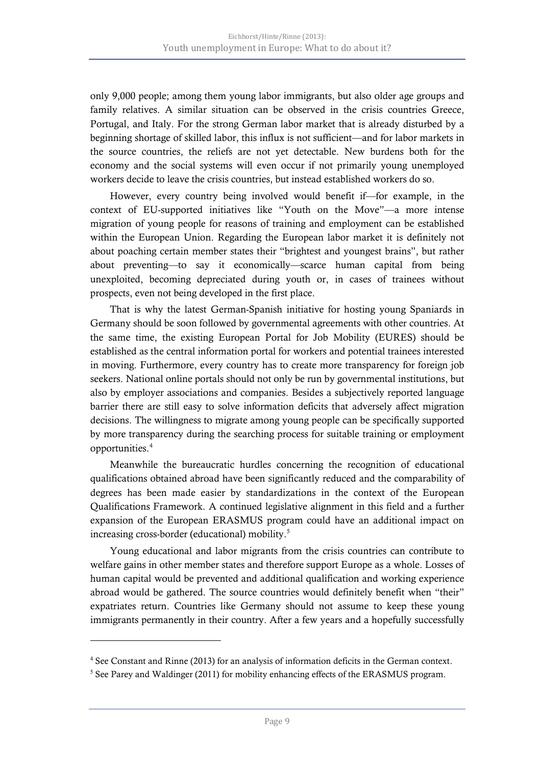only 9,000 people; among them young labor immigrants, but also older age groups and family relatives. A similar situation can be observed in the crisis countries Greece, Portugal, and Italy. For the strong German labor market that is already disturbed by a beginning shortage of skilled labor, this influx is not sufficient—and for labor markets in the source countries, the reliefs are not yet detectable. New burdens both for the economy and the social systems will even occur if not primarily young unemployed workers decide to leave the crisis countries, but instead established workers do so.

However, every country being involved would benefit if—for example, in the context of EU-supported initiatives like "Youth on the Move"—a more intense migration of young people for reasons of training and employment can be established within the European Union. Regarding the European labor market it is definitely not about poaching certain member states their "brightest and youngest brains", but rather about preventing—to say it economically—scarce human capital from being unexploited, becoming depreciated during youth or, in cases of trainees without prospects, even not being developed in the first place.

That is why the latest German-Spanish initiative for hosting young Spaniards in Germany should be soon followed by governmental agreements with other countries. At the same time, the existing European Portal for Job Mobility (EURES) should be established as the central information portal for workers and potential trainees interested in moving. Furthermore, every country has to create more transparency for foreign job seekers. National online portals should not only be run by governmental institutions, but also by employer associations and companies. Besides a subjectively reported language barrier there are still easy to solve information deficits that adversely affect migration decisions. The willingness to migrate among young people can be specifically supported by more transparency during the searching process for suitable training or employment opportunities.[4]

Meanwhile the bureaucratic hurdles concerning the recognition of educational qualifications obtained abroad have been significantly reduced and the comparability of degrees has been made easier by standardizations in the context of the European Qualifications Framework. A continued legislative alignment in this field and a further expansion of the European ERASMUS program could have an additional impact on increasing cross-border (educational) mobility.[5]

Young educational and labor migrants from the crisis countries can contribute to welfare gains in other member states and therefore support Europe as a whole. Losses of human capital would be prevented and additional qualification and working experience abroad would be gathered. The source countries would definitely benefit when "their" expatriates return. Countries like Germany should not assume to keep these young immigrants permanently in their country. After a few years and a hopefully successfully

---

[4] See Constant and Rinne (2013) for an analysis of information deficits in the German context.

[5] See Parey and Waldinger (2011) for mobility enhancing effects of the ERASMUS program.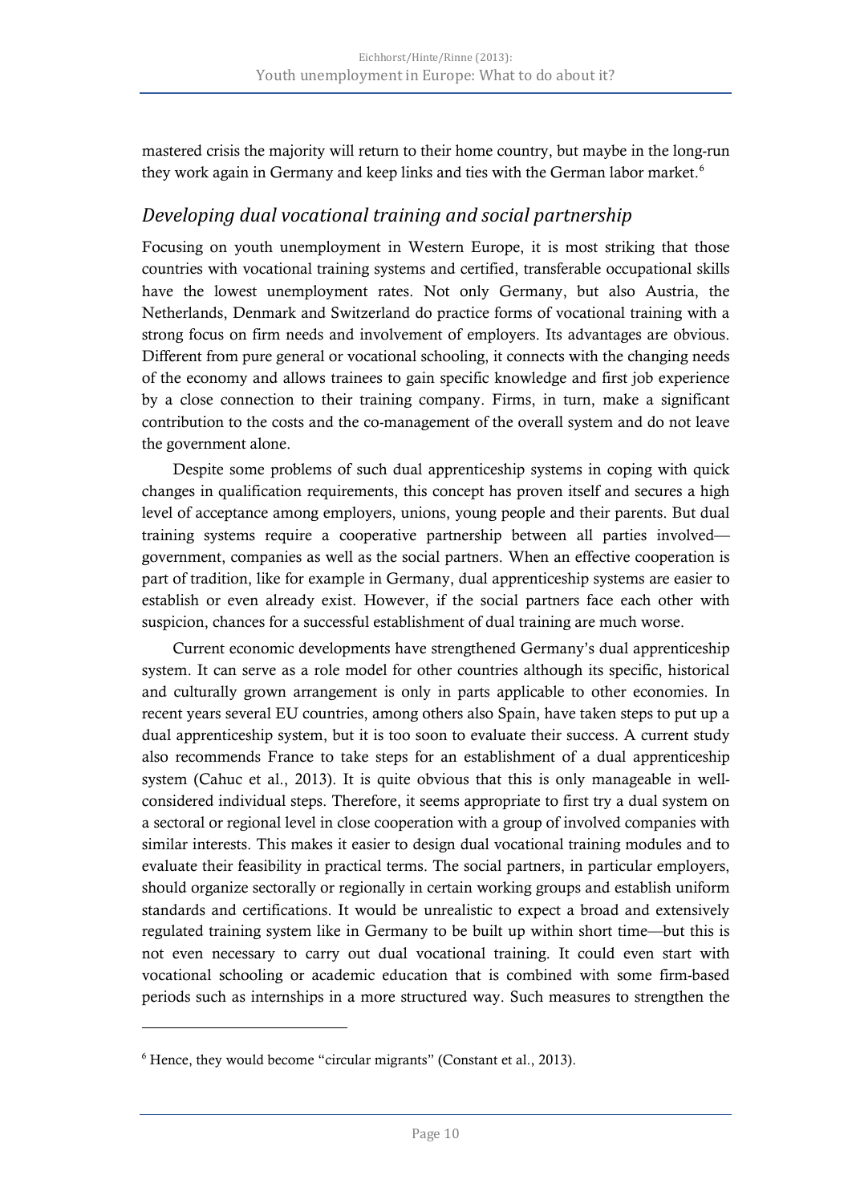mastered crisis the majority will return to their home country, but maybe in the long-run they work again in Germany and keep links and ties with the German labor market.[6]

## *Developing dual vocational training and social partnership*

Focusing on youth unemployment in Western Europe, it is most striking that those countries with vocational training systems and certified, transferable occupational skills have the lowest unemployment rates. Not only Germany, but also Austria, the Netherlands, Denmark and Switzerland do practice forms of vocational training with a strong focus on firm needs and involvement of employers. Its advantages are obvious. Different from pure general or vocational schooling, it connects with the changing needs of the economy and allows trainees to gain specific knowledge and first job experience by a close connection to their training company. Firms, in turn, make a significant contribution to the costs and the co-management of the overall system and do not leave the government alone.

Despite some problems of such dual apprenticeship systems in coping with quick changes in qualification requirements, this concept has proven itself and secures a high level of acceptance among employers, unions, young people and their parents. But dual training systems require a cooperative partnership between all parties involved—government, companies as well as the social partners. When an effective cooperation is part of tradition, like for example in Germany, dual apprenticeship systems are easier to establish or even already exist. However, if the social partners face each other with suspicion, chances for a successful establishment of dual training are much worse.

Current economic developments have strengthened Germany's dual apprenticeship system. It can serve as a role model for other countries although its specific, historical and culturally grown arrangement is only in parts applicable to other economies. In recent years several EU countries, among others also Spain, have taken steps to put up a dual apprenticeship system, but it is too soon to evaluate their success. A current study also recommends France to take steps for an establishment of a dual apprenticeship system (Cahuc et al., 2013). It is quite obvious that this is only manageable in well-considered individual steps. Therefore, it seems appropriate to first try a dual system on a sectoral or regional level in close cooperation with a group of involved companies with similar interests. This makes it easier to design dual vocational training modules and to evaluate their feasibility in practical terms. The social partners, in particular employers, should organize sectorally or regionally in certain working groups and establish uniform standards and certifications. It would be unrealistic to expect a broad and extensively regulated training system like in Germany to be built up within short time—but this is not even necessary to carry out dual vocational training. It could even start with vocational schooling or academic education that is combined with some firm-based periods such as internships in a more structured way. Such measures to strengthen the

---

[6] Hence, they would become "circular migrants" (Constant et al., 2013).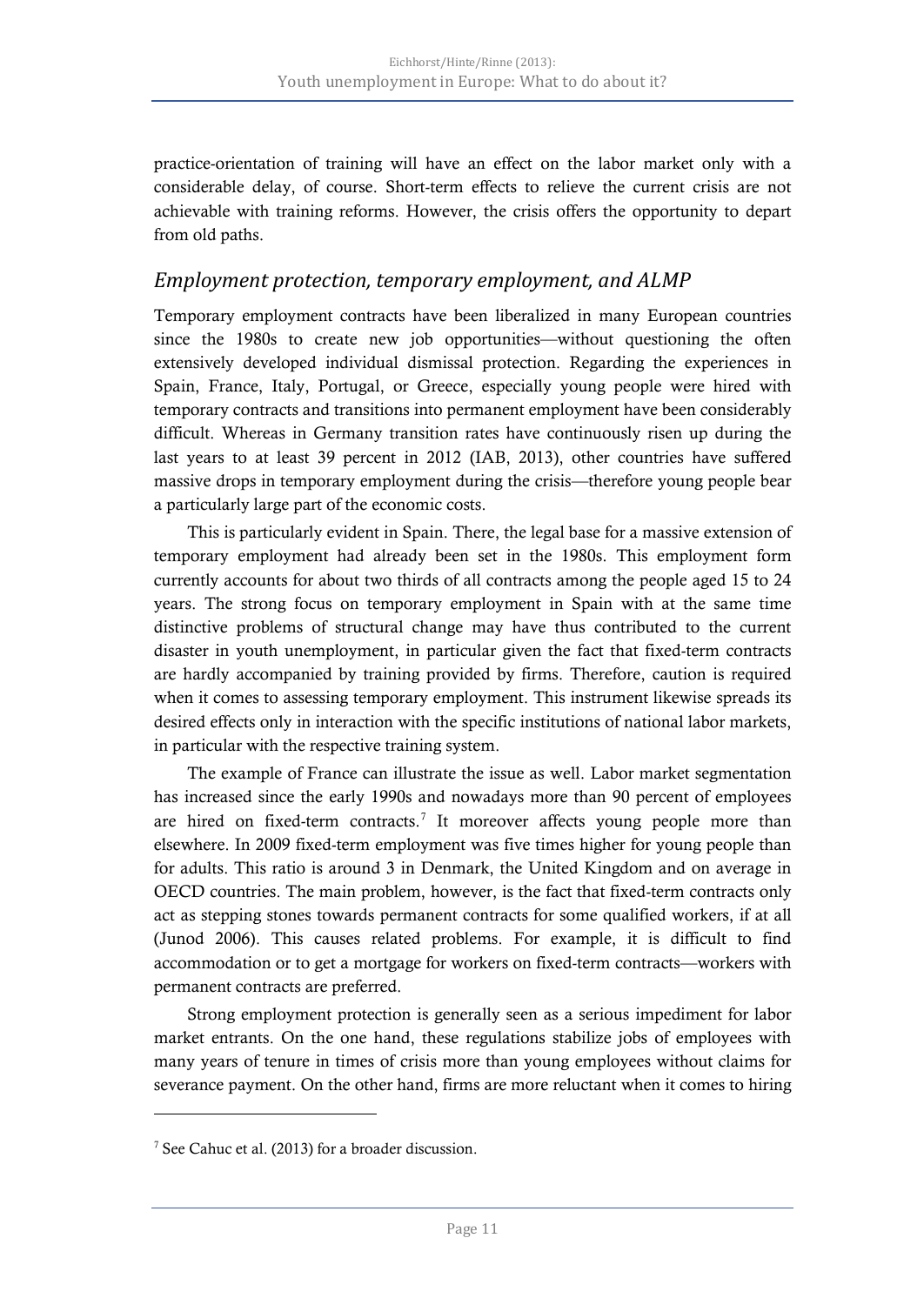practice-orientation of training will have an effect on the labor market only with a considerable delay, of course. Short-term effects to relieve the current crisis are not achievable with training reforms. However, the crisis offers the opportunity to depart from old paths.

## *Employment protection, temporary employment, and ALMP*

Temporary employment contracts have been liberalized in many European countries since the 1980s to create new job opportunities—without questioning the often extensively developed individual dismissal protection. Regarding the experiences in Spain, France, Italy, Portugal, or Greece, especially young people were hired with temporary contracts and transitions into permanent employment have been considerably difficult. Whereas in Germany transition rates have continuously risen up during the last years to at least 39 percent in 2012 (IAB, 2013), other countries have suffered massive drops in temporary employment during the crisis—therefore young people bear a particularly large part of the economic costs.

This is particularly evident in Spain. There, the legal base for a massive extension of temporary employment had already been set in the 1980s. This employment form currently accounts for about two thirds of all contracts among the people aged 15 to 24 years. The strong focus on temporary employment in Spain with at the same time distinctive problems of structural change may have thus contributed to the current disaster in youth unemployment, in particular given the fact that fixed-term contracts are hardly accompanied by training provided by firms. Therefore, caution is required when it comes to assessing temporary employment. This instrument likewise spreads its desired effects only in interaction with the specific institutions of national labor markets, in particular with the respective training system.

The example of France can illustrate the issue as well. Labor market segmentation has increased since the early 1990s and nowadays more than 90 percent of employees are hired on fixed-term contracts.[7] It moreover affects young people more than elsewhere. In 2009 fixed-term employment was five times higher for young people than for adults. This ratio is around 3 in Denmark, the United Kingdom and on average in OECD countries. The main problem, however, is the fact that fixed-term contracts only act as stepping stones towards permanent contracts for some qualified workers, if at all (Junod 2006). This causes related problems. For example, it is difficult to find accommodation or to get a mortgage for workers on fixed-term contracts—workers with permanent contracts are preferred.

Strong employment protection is generally seen as a serious impediment for labor market entrants. On the one hand, these regulations stabilize jobs of employees with many years of tenure in times of crisis more than young employees without claims for severance payment. On the other hand, firms are more reluctant when it comes to hiring

---

[7] See Cahuc et al. (2013) for a broader discussion.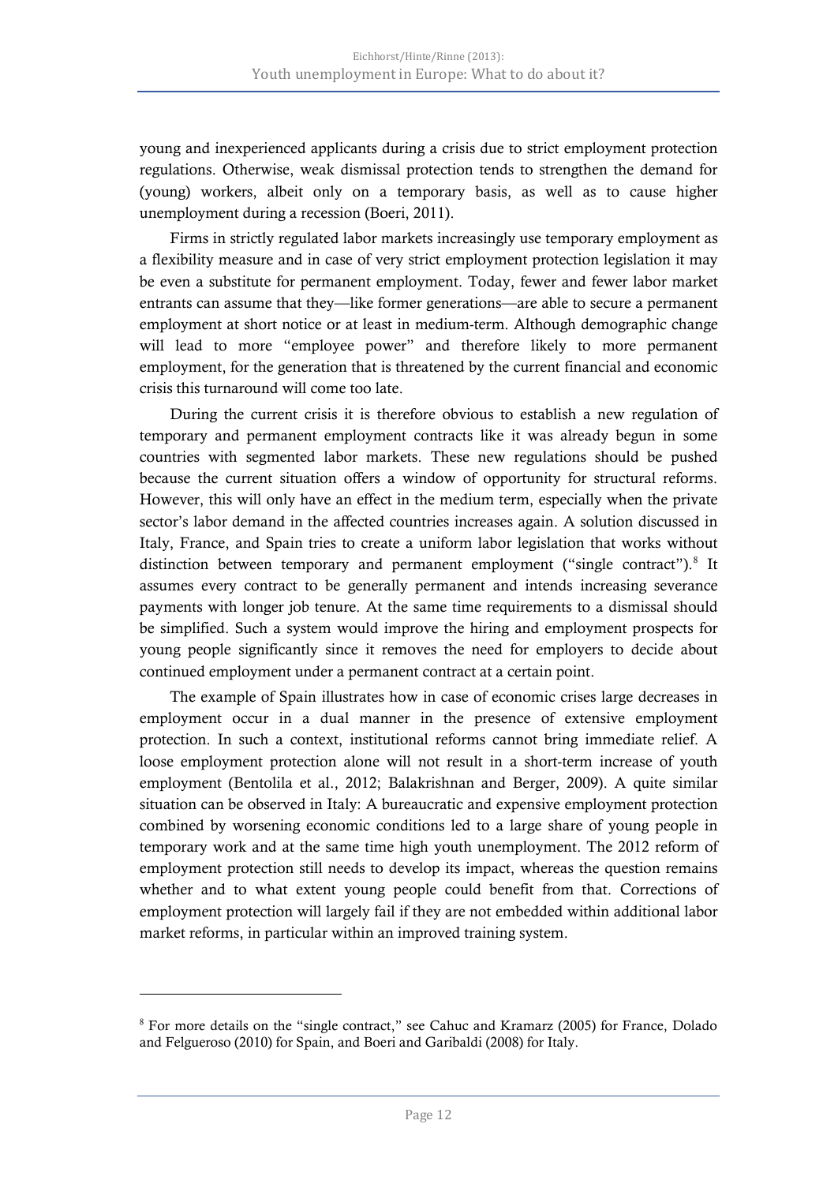young and inexperienced applicants during a crisis due to strict employment protection regulations. Otherwise, weak dismissal protection tends to strengthen the demand for (young) workers, albeit only on a temporary basis, as well as to cause higher unemployment during a recession (Boeri, 2011).

Firms in strictly regulated labor markets increasingly use temporary employment as a flexibility measure and in case of very strict employment protection legislation it may be even a substitute for permanent employment. Today, fewer and fewer labor market entrants can assume that they—like former generations—are able to secure a permanent employment at short notice or at least in medium-term. Although demographic change will lead to more "employee power" and therefore likely to more permanent employment, for the generation that is threatened by the current financial and economic crisis this turnaround will come too late.

During the current crisis it is therefore obvious to establish a new regulation of temporary and permanent employment contracts like it was already begun in some countries with segmented labor markets. These new regulations should be pushed because the current situation offers a window of opportunity for structural reforms. However, this will only have an effect in the medium term, especially when the private sector's labor demand in the affected countries increases again. A solution discussed in Italy, France, and Spain tries to create a uniform labor legislation that works without distinction between temporary and permanent employment ("single contract").[8] It assumes every contract to be generally permanent and intends increasing severance payments with longer job tenure. At the same time requirements to a dismissal should be simplified. Such a system would improve the hiring and employment prospects for young people significantly since it removes the need for employers to decide about continued employment under a permanent contract at a certain point.

The example of Spain illustrates how in case of economic crises large decreases in employment occur in a dual manner in the presence of extensive employment protection. In such a context, institutional reforms cannot bring immediate relief. A loose employment protection alone will not result in a short-term increase of youth employment (Bentolila et al., 2012; Balakrishnan and Berger, 2009). A quite similar situation can be observed in Italy: A bureaucratic and expensive employment protection combined by worsening economic conditions led to a large share of young people in temporary work and at the same time high youth unemployment. The 2012 reform of employment protection still needs to develop its impact, whereas the question remains whether and to what extent young people could benefit from that. Corrections of employment protection will largely fail if they are not embedded within additional labor market reforms, in particular within an improved training system.

---

[8] For more details on the "single contract," see Cahuc and Kramarz (2005) for France, Dolado and Felgueroso (2010) for Spain, and Boeri and Garibaldi (2008) for Italy.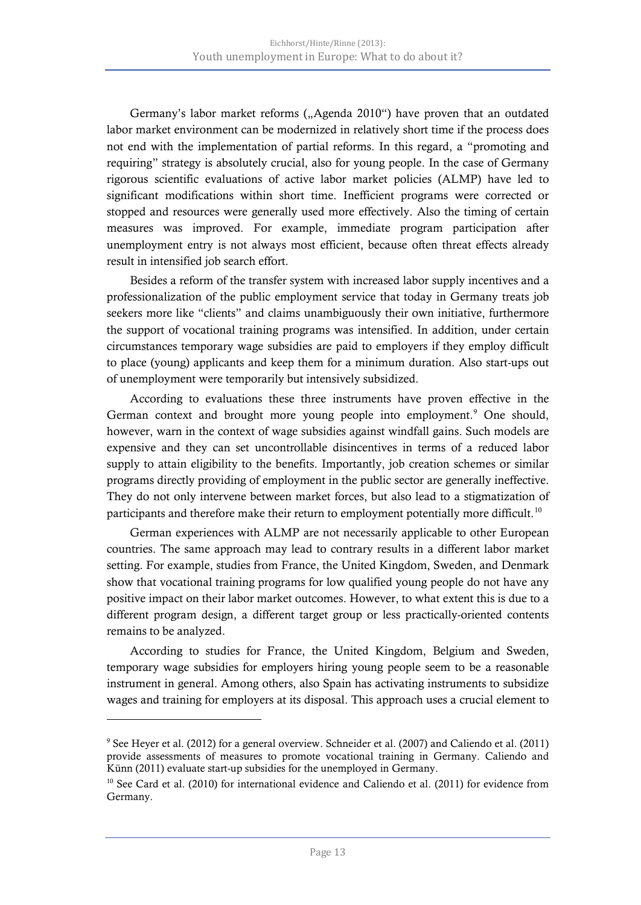Germany's labor market reforms („Agenda 2010") have proven that an outdated labor market environment can be modernized in relatively short time if the process does not end with the implementation of partial reforms. In this regard, a "promoting and requiring" strategy is absolutely crucial, also for young people. In the case of Germany rigorous scientific evaluations of active labor market policies (ALMP) have led to significant modifications within short time. Inefficient programs were corrected or stopped and resources were generally used more effectively. Also the timing of certain measures was improved. For example, immediate program participation after unemployment entry is not always most efficient, because often threat effects already result in intensified job search effort.

Besides a reform of the transfer system with increased labor supply incentives and a professionalization of the public employment service that today in Germany treats job seekers more like "clients" and claims unambiguously their own initiative, furthermore the support of vocational training programs was intensified. In addition, under certain circumstances temporary wage subsidies are paid to employers if they employ difficult to place (young) applicants and keep them for a minimum duration. Also start-ups out of unemployment were temporarily but intensively subsidized.

According to evaluations these three instruments have proven effective in the German context and brought more young people into employment.[9] One should, however, warn in the context of wage subsidies against windfall gains. Such models are expensive and they can set uncontrollable disincentives in terms of a reduced labor supply to attain eligibility to the benefits. Importantly, job creation schemes or similar programs directly providing of employment in the public sector are generally ineffective. They do not only intervene between market forces, but also lead to a stigmatization of participants and therefore make their return to employment potentially more difficult.[10]

German experiences with ALMP are not necessarily applicable to other European countries. The same approach may lead to contrary results in a different labor market setting. For example, studies from France, the United Kingdom, Sweden, and Denmark show that vocational training programs for low qualified young people do not have any positive impact on their labor market outcomes. However, to what extent this is due to a different program design, a different target group or less practically-oriented contents remains to be analyzed.

According to studies for France, the United Kingdom, Belgium and Sweden, temporary wage subsidies for employers hiring young people seem to be a reasonable instrument in general. Among others, also Spain has activating instruments to subsidize wages and training for employers at its disposal. This approach uses a crucial element to

---

[9] See Heyer et al. (2012) for a general overview. Schneider et al. (2007) and Caliendo et al. (2011) provide assessments of measures to promote vocational training in Germany. Caliendo and Künn (2011) evaluate start-up subsidies for the unemployed in Germany.

[10] See Card et al. (2010) for international evidence and Caliendo et al. (2011) for evidence from Germany.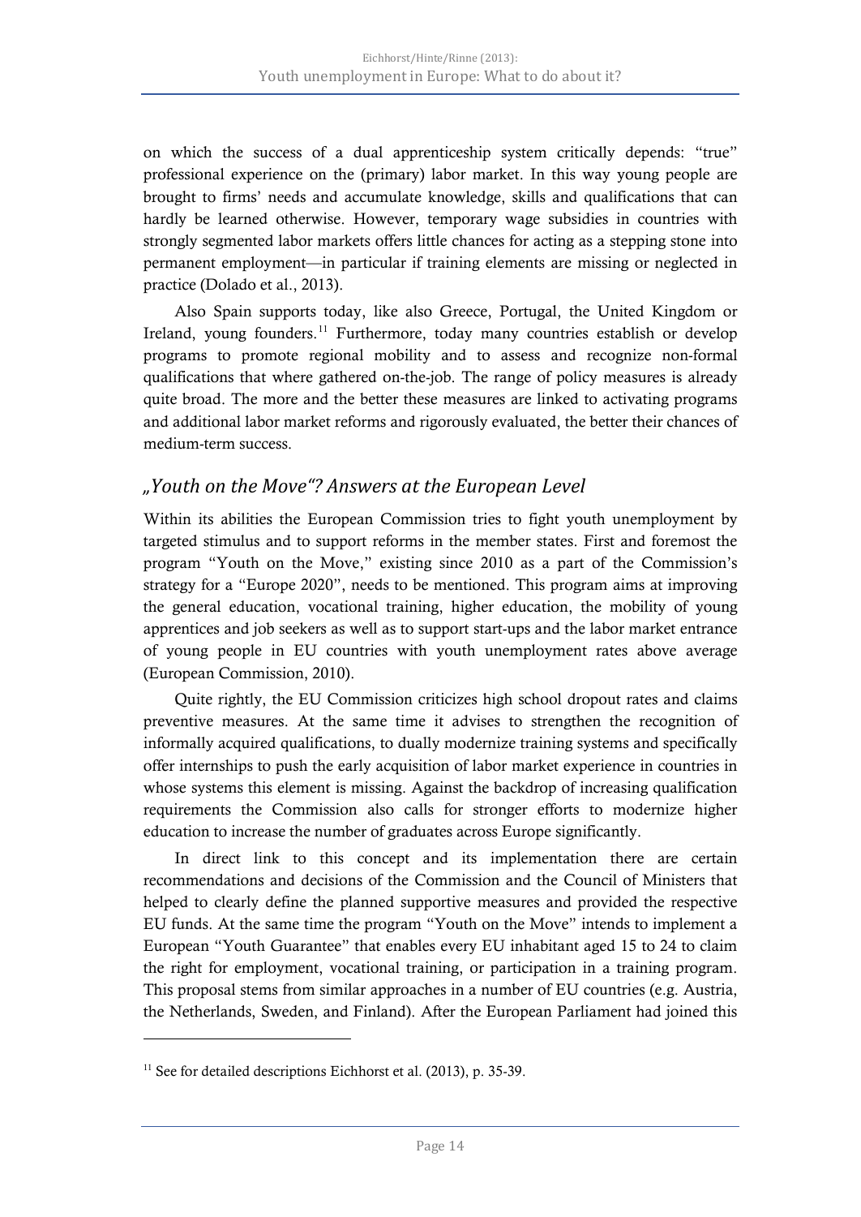on which the success of a dual apprenticeship system critically depends: "true" professional experience on the (primary) labor market. In this way young people are brought to firms' needs and accumulate knowledge, skills and qualifications that can hardly be learned otherwise. However, temporary wage subsidies in countries with strongly segmented labor markets offers little chances for acting as a stepping stone into permanent employment—in particular if training elements are missing or neglected in practice (Dolado et al., 2013).

Also Spain supports today, like also Greece, Portugal, the United Kingdom or Ireland, young founders.[11] Furthermore, today many countries establish or develop programs to promote regional mobility and to assess and recognize non-formal qualifications that where gathered on-the-job. The range of policy measures is already quite broad. The more and the better these measures are linked to activating programs and additional labor market reforms and rigorously evaluated, the better their chances of medium-term success.

## *„Youth on the Move"? Answers at the European Level*

Within its abilities the European Commission tries to fight youth unemployment by targeted stimulus and to support reforms in the member states. First and foremost the program "Youth on the Move," existing since 2010 as a part of the Commission's strategy for a "Europe 2020", needs to be mentioned. This program aims at improving the general education, vocational training, higher education, the mobility of young apprentices and job seekers as well as to support start-ups and the labor market entrance of young people in EU countries with youth unemployment rates above average (European Commission, 2010).

Quite rightly, the EU Commission criticizes high school dropout rates and claims preventive measures. At the same time it advises to strengthen the recognition of informally acquired qualifications, to dually modernize training systems and specifically offer internships to push the early acquisition of labor market experience in countries in whose systems this element is missing. Against the backdrop of increasing qualification requirements the Commission also calls for stronger efforts to modernize higher education to increase the number of graduates across Europe significantly.

In direct link to this concept and its implementation there are certain recommendations and decisions of the Commission and the Council of Ministers that helped to clearly define the planned supportive measures and provided the respective EU funds. At the same time the program "Youth on the Move" intends to implement a European "Youth Guarantee" that enables every EU inhabitant aged 15 to 24 to claim the right for employment, vocational training, or participation in a training program. This proposal stems from similar approaches in a number of EU countries (e.g. Austria, the Netherlands, Sweden, and Finland). After the European Parliament had joined this

---

[11] See for detailed descriptions Eichhorst et al. (2013), p. 35-39.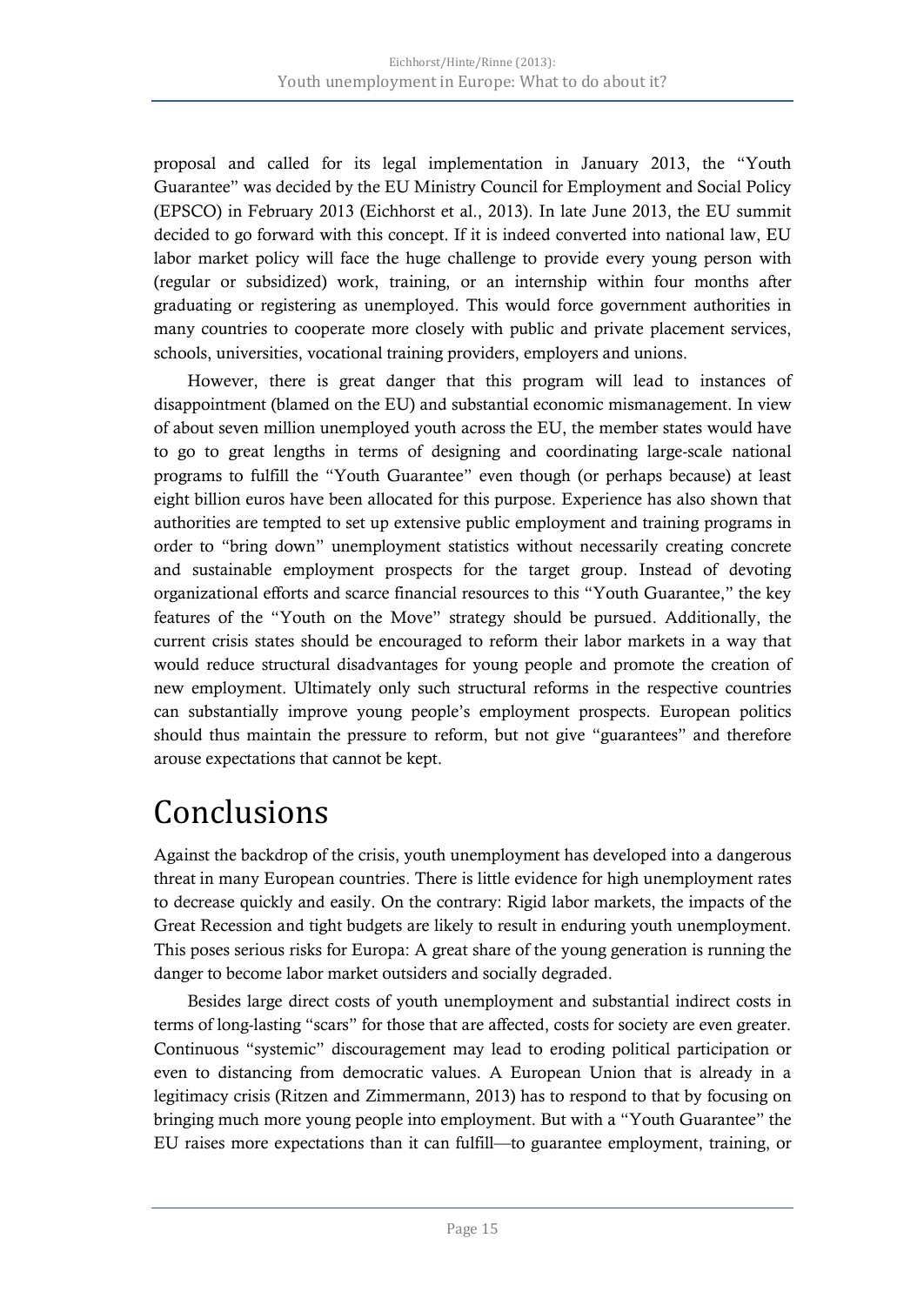proposal and called for its legal implementation in January 2013, the "Youth Guarantee" was decided by the EU Ministry Council for Employment and Social Policy (EPSCO) in February 2013 (Eichhorst et al., 2013). In late June 2013, the EU summit decided to go forward with this concept. If it is indeed converted into national law, EU labor market policy will face the huge challenge to provide every young person with (regular or subsidized) work, training, or an internship within four months after graduating or registering as unemployed. This would force government authorities in many countries to cooperate more closely with public and private placement services, schools, universities, vocational training providers, employers and unions.

However, there is great danger that this program will lead to instances of disappointment (blamed on the EU) and substantial economic mismanagement. In view of about seven million unemployed youth across the EU, the member states would have to go to great lengths in terms of designing and coordinating large-scale national programs to fulfill the "Youth Guarantee" even though (or perhaps because) at least eight billion euros have been allocated for this purpose. Experience has also shown that authorities are tempted to set up extensive public employment and training programs in order to "bring down" unemployment statistics without necessarily creating concrete and sustainable employment prospects for the target group. Instead of devoting organizational efforts and scarce financial resources to this "Youth Guarantee," the key features of the "Youth on the Move" strategy should be pursued. Additionally, the current crisis states should be encouraged to reform their labor markets in a way that would reduce structural disadvantages for young people and promote the creation of new employment. Ultimately only such structural reforms in the respective countries can substantially improve young people's employment prospects. European politics should thus maintain the pressure to reform, but not give "guarantees" and therefore arouse expectations that cannot be kept.

# Conclusions

Against the backdrop of the crisis, youth unemployment has developed into a dangerous threat in many European countries. There is little evidence for high unemployment rates to decrease quickly and easily. On the contrary: Rigid labor markets, the impacts of the Great Recession and tight budgets are likely to result in enduring youth unemployment. This poses serious risks for Europa: A great share of the young generation is running the danger to become labor market outsiders and socially degraded.

Besides large direct costs of youth unemployment and substantial indirect costs in terms of long-lasting "scars" for those that are affected, costs for society are even greater. Continuous "systemic" discouragement may lead to eroding political participation or even to distancing from democratic values. A European Union that is already in a legitimacy crisis (Ritzen and Zimmermann, 2013) has to respond to that by focusing on bringing much more young people into employment. But with a "Youth Guarantee" the EU raises more expectations than it can fulfill—to guarantee employment, training, or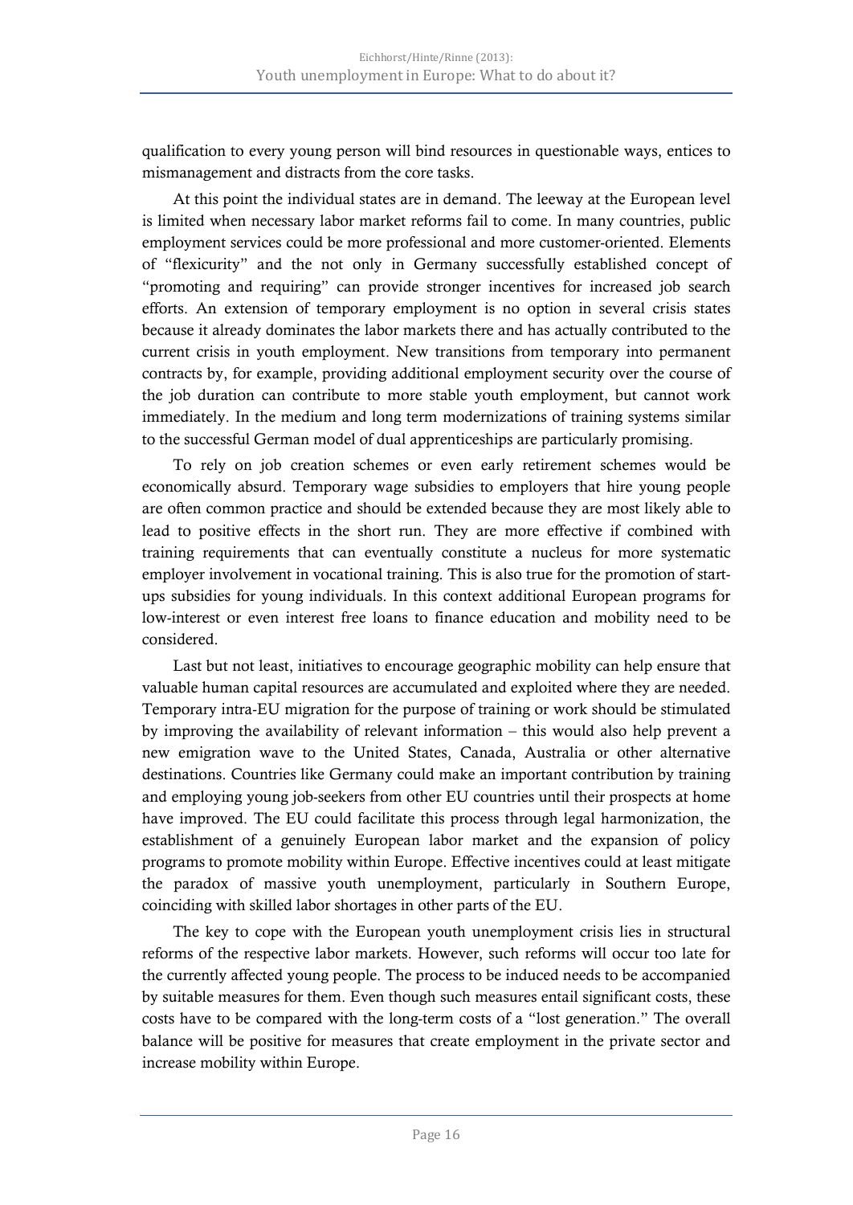qualification to every young person will bind resources in questionable ways, entices to mismanagement and distracts from the core tasks.

At this point the individual states are in demand. The leeway at the European level is limited when necessary labor market reforms fail to come. In many countries, public employment services could be more professional and more customer-oriented. Elements of "flexicurity" and the not only in Germany successfully established concept of "promoting and requiring" can provide stronger incentives for increased job search efforts. An extension of temporary employment is no option in several crisis states because it already dominates the labor markets there and has actually contributed to the current crisis in youth employment. New transitions from temporary into permanent contracts by, for example, providing additional employment security over the course of the job duration can contribute to more stable youth employment, but cannot work immediately. In the medium and long term modernizations of training systems similar to the successful German model of dual apprenticeships are particularly promising.

To rely on job creation schemes or even early retirement schemes would be economically absurd. Temporary wage subsidies to employers that hire young people are often common practice and should be extended because they are most likely able to lead to positive effects in the short run. They are more effective if combined with training requirements that can eventually constitute a nucleus for more systematic employer involvement in vocational training. This is also true for the promotion of start-ups subsidies for young individuals. In this context additional European programs for low-interest or even interest free loans to finance education and mobility need to be considered.

Last but not least, initiatives to encourage geographic mobility can help ensure that valuable human capital resources are accumulated and exploited where they are needed. Temporary intra-EU migration for the purpose of training or work should be stimulated by improving the availability of relevant information – this would also help prevent a new emigration wave to the United States, Canada, Australia or other alternative destinations. Countries like Germany could make an important contribution by training and employing young job-seekers from other EU countries until their prospects at home have improved. The EU could facilitate this process through legal harmonization, the establishment of a genuinely European labor market and the expansion of policy programs to promote mobility within Europe. Effective incentives could at least mitigate the paradox of massive youth unemployment, particularly in Southern Europe, coinciding with skilled labor shortages in other parts of the EU.

The key to cope with the European youth unemployment crisis lies in structural reforms of the respective labor markets. However, such reforms will occur too late for the currently affected young people. The process to be induced needs to be accompanied by suitable measures for them. Even though such measures entail significant costs, these costs have to be compared with the long-term costs of a "lost generation." The overall balance will be positive for measures that create employment in the private sector and increase mobility within Europe.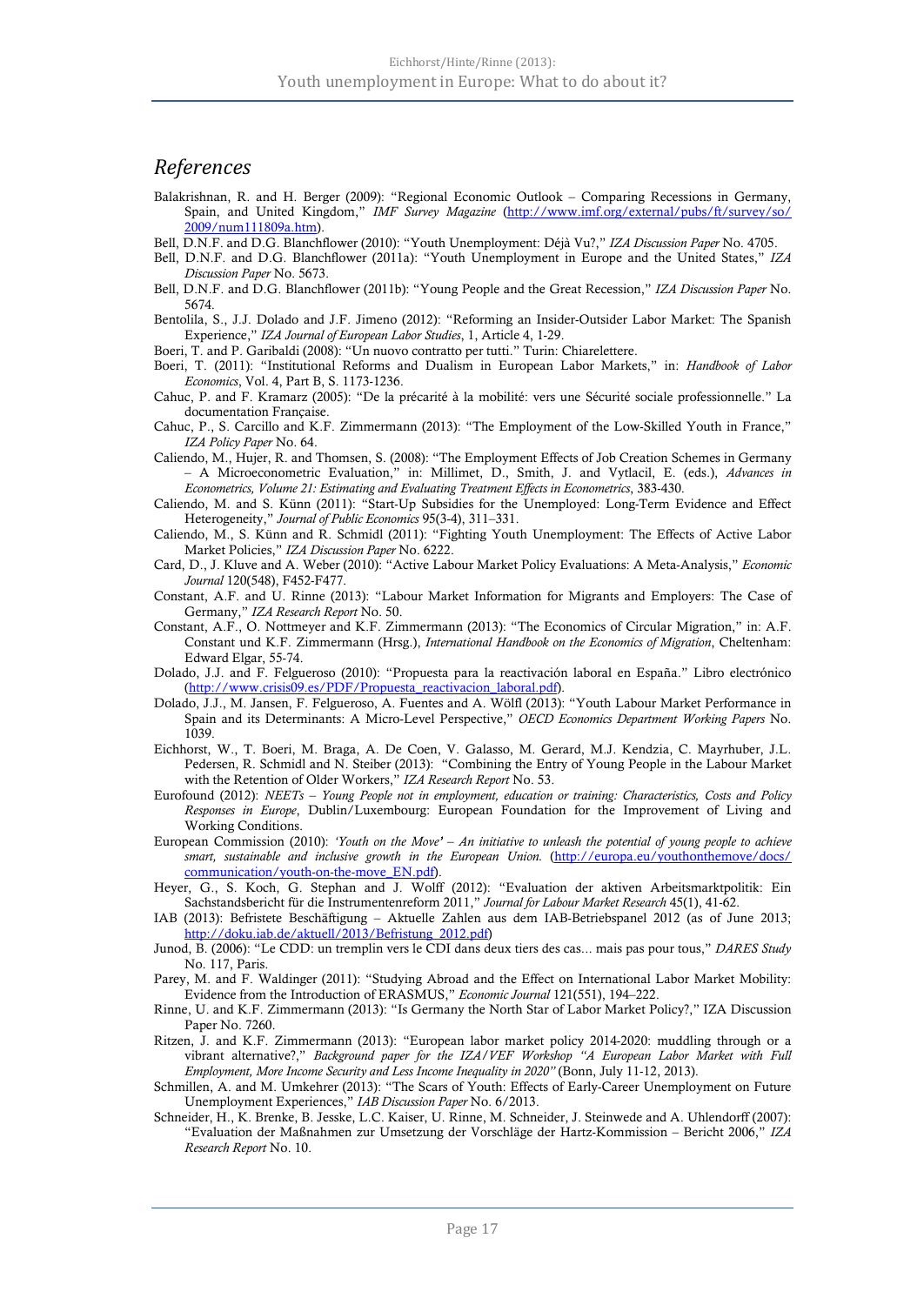## References

Balakrishnan, R. and H. Berger (2009): "Regional Economic Outlook – Comparing Recessions in Germany, Spain, and United Kingdom," *IMF Survey Magazine* (http://www.imf.org/external/pubs/ft/survey/so/2009/num111809a.htm).

Bell, D.N.F. and D.G. Blanchflower (2010): "Youth Unemployment: Déjà Vu?," *IZA Discussion Paper* No. 4705.

Bell, D.N.F. and D.G. Blanchflower (2011a): "Youth Unemployment in Europe and the United States," *IZA Discussion Paper* No. 5673.

Bell, D.N.F. and D.G. Blanchflower (2011b): "Young People and the Great Recession," *IZA Discussion Paper* No. 5674.

Bentolila, S., J.J. Dolado and J.F. Jimeno (2012): "Reforming an Insider-Outsider Labor Market: The Spanish Experience," *IZA Journal of European Labor Studies*, 1, Article 4, 1-29.

Boeri, T. and P. Garibaldi (2008): "Un nuovo contratto per tutti." Turin: Chiarelettere.

Boeri, T. (2011): "Institutional Reforms and Dualism in European Labor Markets," in: *Handbook of Labor Economics*, Vol. 4, Part B, S. 1173-1236.

Cahuc, P. and F. Kramarz (2005): "De la précarité à la mobilité: vers une Sécurité sociale professionnelle." La documentation Française.

Cahuc, P., S. Carcillo and K.F. Zimmermann (2013): "The Employment of the Low-Skilled Youth in France," *IZA Policy Paper* No. 64.

Caliendo, M., Hujer, R. and Thomsen, S. (2008): "The Employment Effects of Job Creation Schemes in Germany – A Microeconometric Evaluation," in: Millimet, D., Smith, J. and Vytlacil, E. (eds.), *Advances in Econometrics, Volume 21: Estimating and Evaluating Treatment Effects in Econometrics*, 383-430.

Caliendo, M. and S. Künn (2011): "Start-Up Subsidies for the Unemployed: Long-Term Evidence and Effect Heterogeneity," *Journal of Public Economics* 95(3-4), 311–331.

Caliendo, M., S. Künn and R. Schmidl (2011): "Fighting Youth Unemployment: The Effects of Active Labor Market Policies," *IZA Discussion Paper* No. 6222.

Card, D., J. Kluve and A. Weber (2010): "Active Labour Market Policy Evaluations: A Meta-Analysis," *Economic Journal* 120(548), F452-F477.

Constant, A.F. and U. Rinne (2013): "Labour Market Information for Migrants and Employers: The Case of Germany," *IZA Research Report* No. 50.

Constant, A.F., O. Nottmeyer and K.F. Zimmermann (2013): "The Economics of Circular Migration," in: A.F. Constant und K.F. Zimmermann (Hrsg.), *International Handbook on the Economics of Migration*, Cheltenham: Edward Elgar, 55-74.

Dolado, J.J. and F. Felgueroso (2010): "Propuesta para la reactivación laboral en España." Libro electrónico (http://www.crisis09.es/PDF/Propuesta_reactivacion_laboral.pdf).

Dolado, J.J., M. Jansen, F. Felgueroso, A. Fuentes and A. Wölfl (2013): "Youth Labour Market Performance in Spain and its Determinants: A Micro-Level Perspective," *OECD Economics Department Working Papers* No. 1039.

Eichhorst, W., T. Boeri, M. Braga, A. De Coen, V. Galasso, M. Gerard, M.J. Kendzia, C. Mayrhuber, J.L. Pedersen, R. Schmidl and N. Steiber (2013): "Combining the Entry of Young People in the Labour Market with the Retention of Older Workers," *IZA Research Report* No. 53.

Eurofound (2012): *NEETs – Young People not in employment, education or training: Characteristics, Costs and Policy Responses in Europe*, Dublin/Luxembourg: European Foundation for the Improvement of Living and Working Conditions.

European Commission (2010): *'Youth on the Move' – An initiative to unleash the potential of young people to achieve smart, sustainable and inclusive growth in the European Union.* (http://europa.eu/youthonthemove/docs/communication/youth-on-the-move_EN.pdf).

Heyer, G., S. Koch, G. Stephan and J. Wolff (2012): "Evaluation der aktiven Arbeitsmarktpolitik: Ein Sachstandsbericht für die Instrumentenreform 2011," *Journal for Labour Market Research* 45(1), 41-62.

IAB (2013): Befristete Beschäftigung – Aktuelle Zahlen aus dem IAB-Betriebspanel 2012 (as of June 2013; http://doku.iab.de/aktuell/2013/Befristung_2012.pdf)

Junod, B. (2006): "Le CDD: un tremplin vers le CDI dans deux tiers des cas... mais pas pour tous," *DARES Study* No. 117, Paris.

Parey, M. and F. Waldinger (2011): "Studying Abroad and the Effect on International Labor Market Mobility: Evidence from the Introduction of ERASMUS," *Economic Journal* 121(551), 194–222.

Rinne, U. and K.F. Zimmermann (2013): "Is Germany the North Star of Labor Market Policy?," IZA Discussion Paper No. 7260.

Ritzen, J. and K.F. Zimmermann (2013): "European labor market policy 2014-2020: muddling through or a vibrant alternative?," *Background paper for the IZA/VEF Workshop "A European Labor Market with Full Employment, More Income Security and Less Income Inequality in 2020"* (Bonn, July 11-12, 2013).

Schmillen, A. and M. Umkehrer (2013): "The Scars of Youth: Effects of Early-Career Unemployment on Future Unemployment Experiences," *IAB Discussion Paper* No. 6/2013.

Schneider, H., K. Brenke, B. Jesske, L.C. Kaiser, U. Rinne, M. Schneider, J. Steinwede and A. Uhlendorff (2007): "Evaluation der Maßnahmen zur Umsetzung der Vorschläge der Hartz-Kommission – Bericht 2006," *IZA Research Report* No. 10.